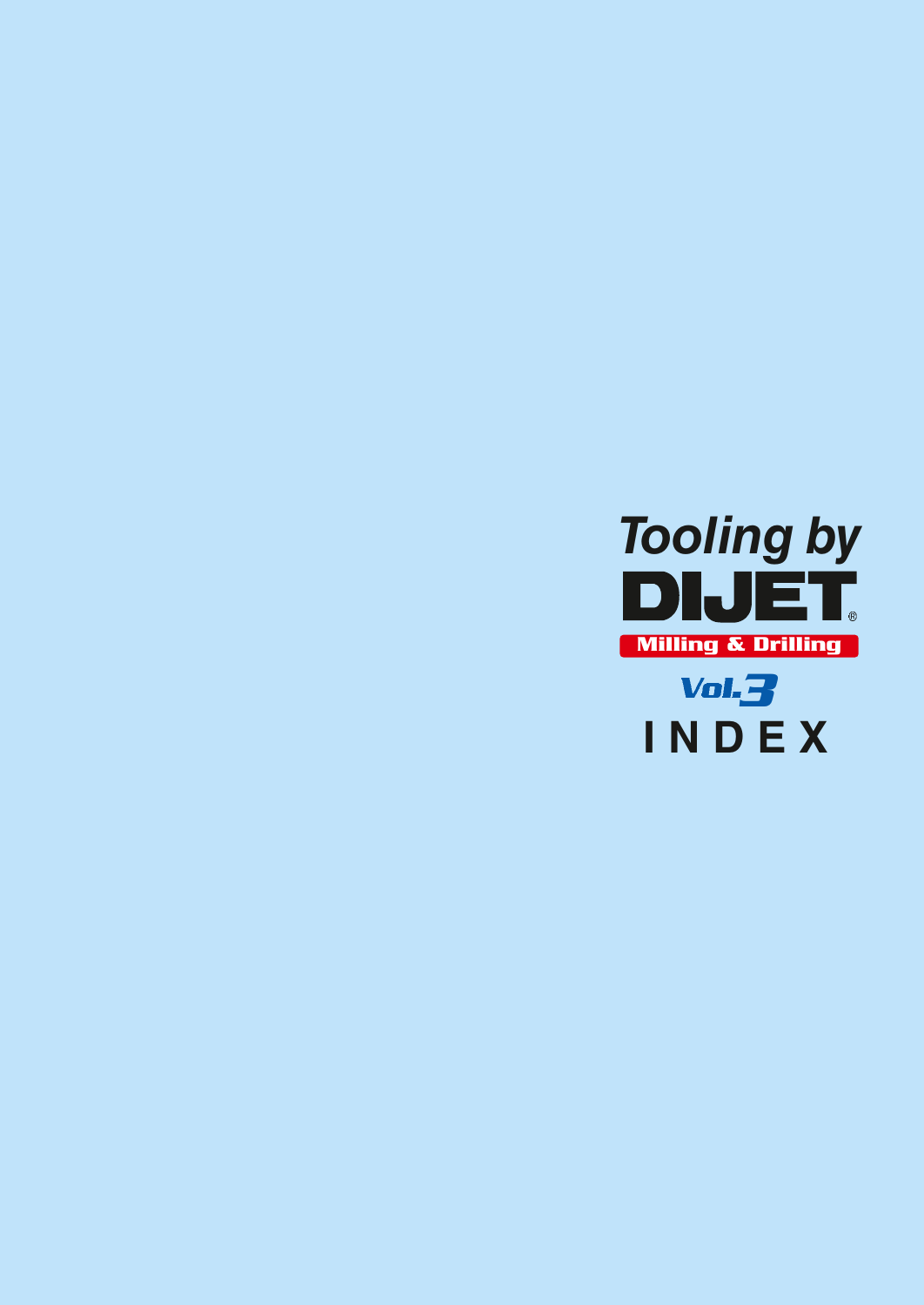*Tooling by*

# DIJET®

**Milling & Drilling**

*Vol.3*

# INDEX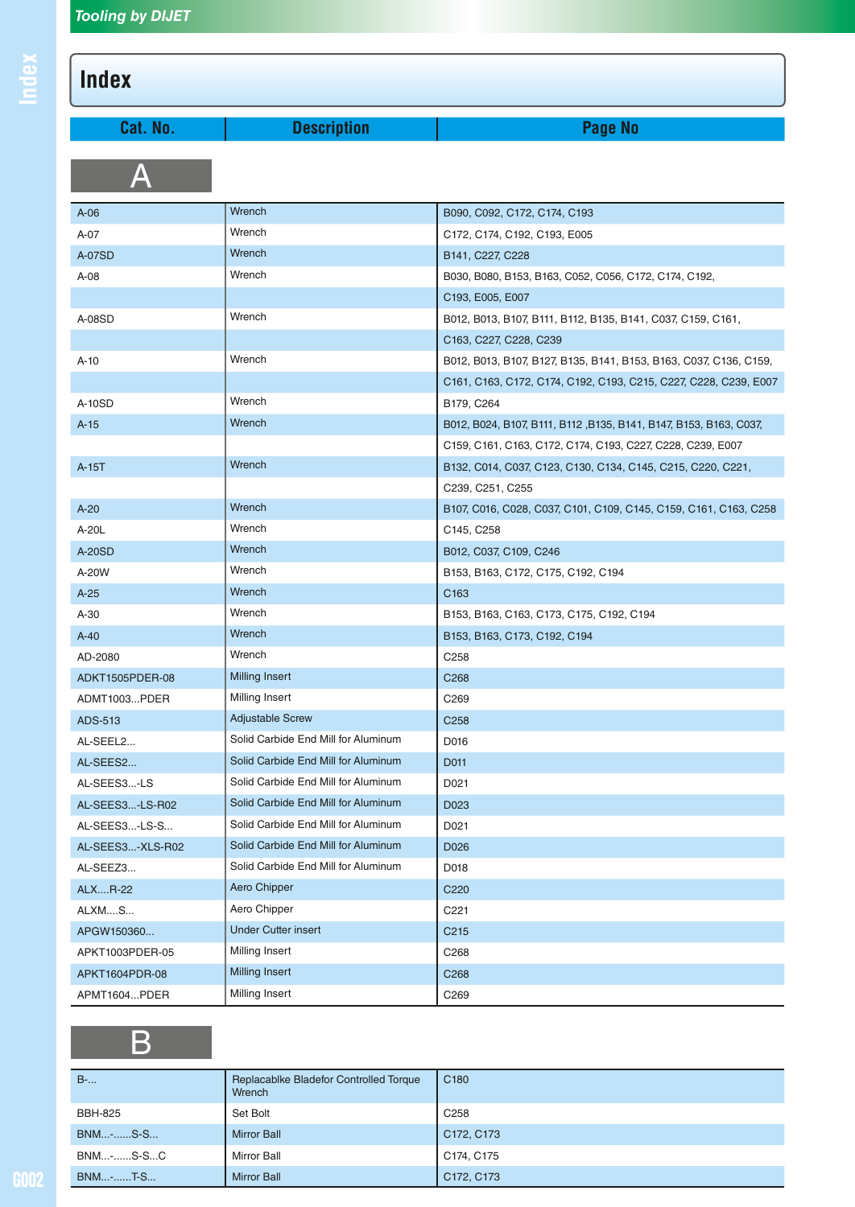# Index

| Cat. No. | Description | Page No |
|---|---|---|
| **A** | | |
| A-06 | Wrench | B090, C092, C172, C174, C193 |
| A-07 | Wrench | C172, C174, C192, C193, E005 |
| A-07SD | Wrench | B141, C227, C228 |
| A-08 | Wrench | B030, B080, B153, B163, C052, C056, C172, C174, C192, |
| | | C193, E005, E007 |
| A-08SD | Wrench | B012, B013, B107, B111, B112, B135, B141, C037, C159, C161, |
| | | C163, C227, C228, C239 |
| A-10 | Wrench | B012, B013, B107, B127, B135, B141, B153, B163, C037, C136, C159, |
| | | C161, C163, C172, C174, C192, C193, C215, C227, C228, C239, E007 |
| A-10SD | Wrench | B179, C264 |
| A-15 | Wrench | B012, B024, B107, B111, B112 ,B135, B141, B147, B153, B163, C037, |
| | | C159, C161, C163, C172, C174, C193, C227, C228, C239, E007 |
| A-15T | Wrench | B132, C014, C037, C123, C130, C134, C145, C215, C220, C221, |
| | | C239, C251, C255 |
| A-20 | Wrench | B107, C016, C028, C037, C101, C109, C145, C159, C161, C163, C258 |
| A-20L | Wrench | C145, C258 |
| A-20SD | Wrench | B012, C037, C109, C246 |
| A-20W | Wrench | B153, B163, C172, C175, C192, C194 |
| A-25 | Wrench | C163 |
| A-30 | Wrench | B153, B163, C163, C173, C175, C192, C194 |
| A-40 | Wrench | B153, B163, C173, C192, C194 |
| AD-2080 | Wrench | C258 |
| ADKT1505PDER-08 | Milling Insert | C268 |
| ADMT1003...PDER | Milling Insert | C269 |
| ADS-513 | Adjustable Screw | C258 |
| AL-SEEL2... | Solid Carbide End Mill for Aluminum | D016 |
| AL-SEES2... | Solid Carbide End Mill for Aluminum | D011 |
| AL-SEES3...-LS | Solid Carbide End Mill for Aluminum | D021 |
| AL-SEES3...-LS-R02 | Solid Carbide End Mill for Aluminum | D023 |
| AL-SEES3...-LS-S... | Solid Carbide End Mill for Aluminum | D021 |
| AL-SEES3...-XLS-R02 | Solid Carbide End Mill for Aluminum | D026 |
| AL-SEEZ3... | Solid Carbide End Mill for Aluminum | D018 |
| ALX....R-22 | Aero Chipper | C220 |
| ALXM....S... | Aero Chipper | C221 |
| APGW150360... | Under Cutter insert | C215 |
| APKT1003PDER-05 | Milling Insert | C268 |
| APKT1604PDR-08 | Milling Insert | C268 |
| APMT1604...PDER | Milling Insert | C269 |
| **B** | | |
| B-... | Replacablke Bladefor Controlled Torque Wrench | C180 |
| BBH-825 | Set Bolt | C258 |
| BNM...-......S-S... | Mirror Ball | C172, C173 |
| BNM...-......S-S...C | Mirror Ball | C174, C175 |
| BNM...-......T-S... | Mirror Ball | C172, C173 |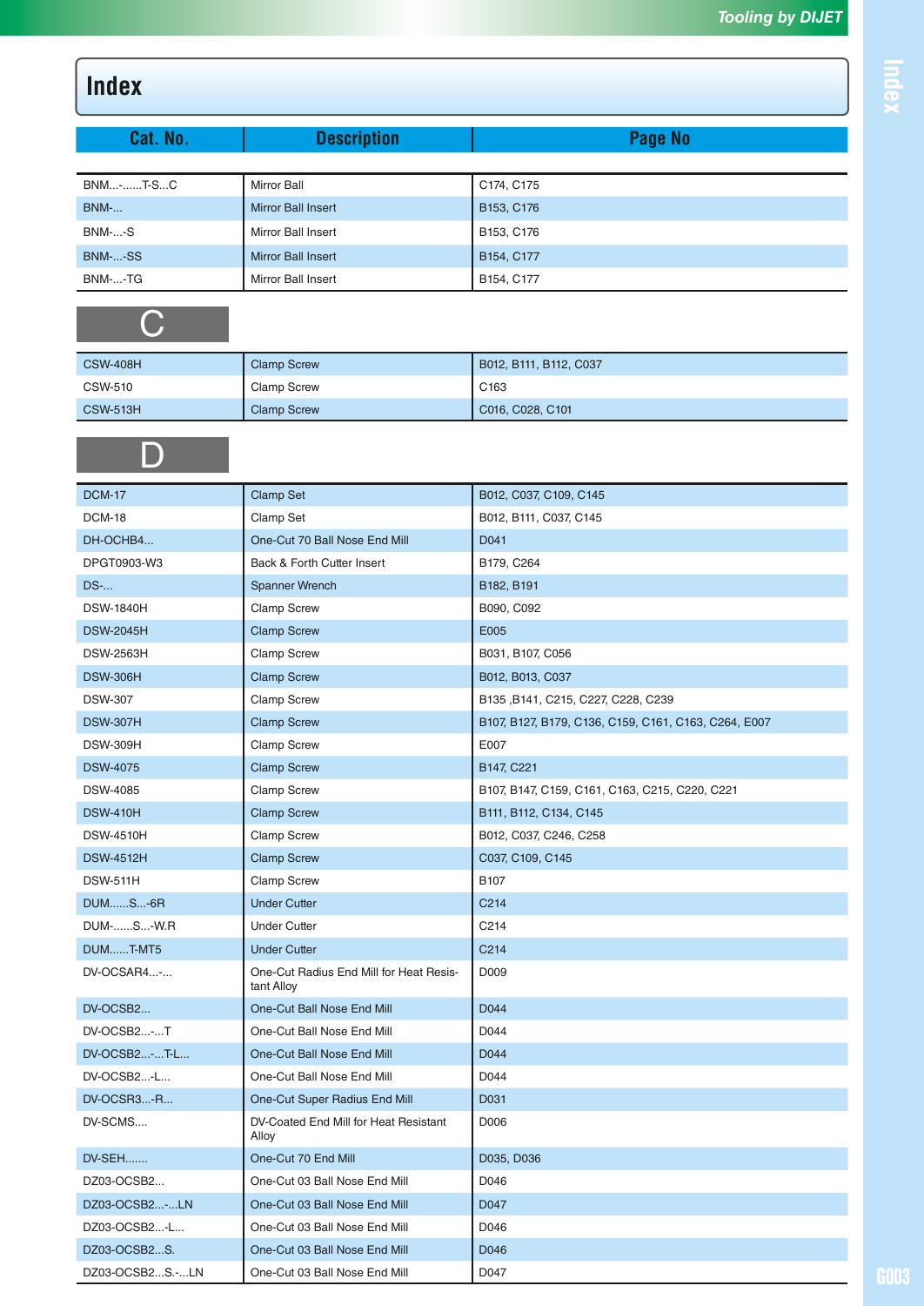# Index

| Cat. No. | Description | Page No |
|---|---|---|
| BNM...-......T-S...C | Mirror Ball | C174, C175 |
| BNM-... | Mirror Ball Insert | B153, C176 |
| BNM-....-S | Mirror Ball Insert | B153, C176 |
| BNM-....-SS | Mirror Ball Insert | B154, C177 |
| BNM-....-TG | Mirror Ball Insert | B154, C177 |

## C

| Cat. No. | Description | Page No |
|---|---|---|
| CSW-408H | Clamp Screw | B012, B111, B112, C037 |
| CSW-510 | Clamp Screw | C163 |
| CSW-513H | Clamp Screw | C016, C028, C101 |

## D

| Cat. No. | Description | Page No |
|---|---|---|
| DCM-17 | Clamp Set | B012, C037, C109, C145 |
| DCM-18 | Clamp Set | B012, B111, C037, C145 |
| DH-OCHB4... | One-Cut 70 Ball Nose End Mill | D041 |
| DPGT0903-W3 | Back & Forth Cutter Insert | B179, C264 |
| DS-... | Spanner Wrench | B182, B191 |
| DSW-1840H | Clamp Screw | B090, C092 |
| DSW-2045H | Clamp Screw | E005 |
| DSW-2563H | Clamp Screw | B031, B107, C056 |
| DSW-306H | Clamp Screw | B012, B013, C037 |
| DSW-307 | Clamp Screw | B135 ,B141, C215, C227, C228, C239 |
| DSW-307H | Clamp Screw | B107, B127, B179, C136, C159, C161, C163, C264, E007 |
| DSW-309H | Clamp Screw | E007 |
| DSW-4075 | Clamp Screw | B147, C221 |
| DSW-4085 | Clamp Screw | B107, B147, C159, C161, C163, C215, C220, C221 |
| DSW-410H | Clamp Screw | B111, B112, C134, C145 |
| DSW-4510H | Clamp Screw | B012, C037, C246, C258 |
| DSW-4512H | Clamp Screw | C037, C109, C145 |
| DSW-511H | Clamp Screw | B107 |
| DUM......S...-6R | Under Cutter | C214 |
| DUM-......S...-W.R | Under Cutter | C214 |
| DUM......T-MT5 | Under Cutter | C214 |
| DV-OCSAR4...-... | One-Cut Radius End Mill for Heat Resistant Alloy | D009 |
| DV-OCSB2... | One-Cut Ball Nose End Mill | D044 |
| DV-OCSB2...-...T | One-Cut Ball Nose End Mill | D044 |
| DV-OCSB2...-...T-L... | One-Cut Ball Nose End Mill | D044 |
| DV-OCSB2...-L... | One-Cut Ball Nose End Mill | D044 |
| DV-OCSR3...-R... | One-Cut Super Radius End Mill | D031 |
| DV-SCMS.... | DV-Coated End Mill for Heat Resistant Alloy | D006 |
| DV-SEH....... | One-Cut 70 End Mill | D035, D036 |
| DZ03-OCSB2... | One-Cut 03 Ball Nose End Mill | D046 |
| DZ03-OCSB2...-...LN | One-Cut 03 Ball Nose End Mill | D047 |
| DZ03-OCSB2...-L... | One-Cut 03 Ball Nose End Mill | D046 |
| DZ03-OCSB2...S. | One-Cut 03 Ball Nose End Mill | D046 |
| DZ03-OCSB2...S.-...LN | One-Cut 03 Ball Nose End Mill | D047 |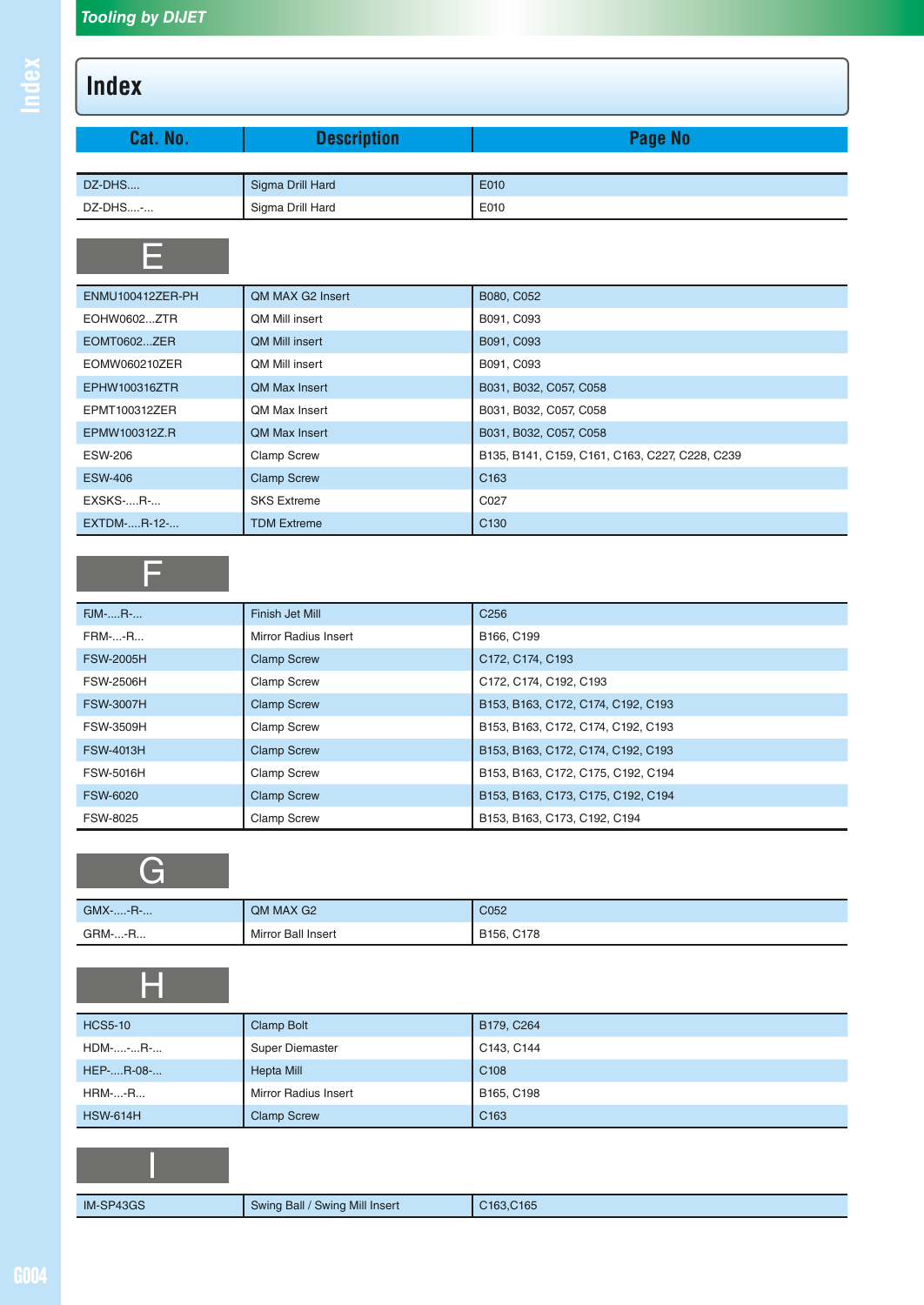# Index

| Cat. No. | Description | Page No |
|---|---|---|
| DZ-DHS.... | Sigma Drill Hard | E010 |
| DZ-DHS....-... | Sigma Drill Hard | E010 |

## E

| Cat. No. | Description | Page No |
|---|---|---|
| ENMU100412ZER-PH | QM MAX G2 Insert | B080, C052 |
| EOHW0602...ZTR | QM Mill insert | B091, C093 |
| EOMT0602...ZER | QM Mill insert | B091, C093 |
| EOMW060210ZER | QM Mill insert | B091, C093 |
| EPHW100316ZTR | QM Max Insert | B031, B032, C057, C058 |
| EPMT100312ZER | QM Max Insert | B031, B032, C057, C058 |
| EPMW100312Z.R | QM Max Insert | B031, B032, C057, C058 |
| ESW-206 | Clamp Screw | B135, B141, C159, C161, C163, C227, C228, C239 |
| ESW-406 | Clamp Screw | C163 |
| EXSKS-....R-... | SKS Extreme | C027 |
| EXTDM-....R-12-... | TDM Extreme | C130 |

## F

| Cat. No. | Description | Page No |
|---|---|---|
| FJM-....R-... | Finish Jet Mill | C256 |
| FRM-....-R... | Mirror Radius Insert | B166, C199 |
| FSW-2005H | Clamp Screw | C172, C174, C193 |
| FSW-2506H | Clamp Screw | C172, C174, C192, C193 |
| FSW-3007H | Clamp Screw | B153, B163, C172, C174, C192, C193 |
| FSW-3509H | Clamp Screw | B153, B163, C172, C174, C192, C193 |
| FSW-4013H | Clamp Screw | B153, B163, C172, C174, C192, C193 |
| FSW-5016H | Clamp Screw | B153, B163, C172, C175, C192, C194 |
| FSW-6020 | Clamp Screw | B153, B163, C173, C175, C192, C194 |
| FSW-8025 | Clamp Screw | B153, B163, C173, C192, C194 |

## G

| Cat. No. | Description | Page No |
|---|---|---|
| GMX-....-R-... | QM MAX G2 | C052 |
| GRM-...-R... | Mirror Ball Insert | B156, C178 |

## H

| Cat. No. | Description | Page No |
|---|---|---|
| HCS5-10 | Clamp Bolt | B179, C264 |
| HDM-....-...R-... | Super Diemaster | C143, C144 |
| HEP-....R-08-... | Hepta Mill | C108 |
| HRM-...-R... | Mirror Radius Insert | B165, C198 |
| HSW-614H | Clamp Screw | C163 |

## I

| Cat. No. | Description | Page No |
|---|---|---|
| IM-SP43GS | Swing Ball / Swing Mill Insert | C163,C165 |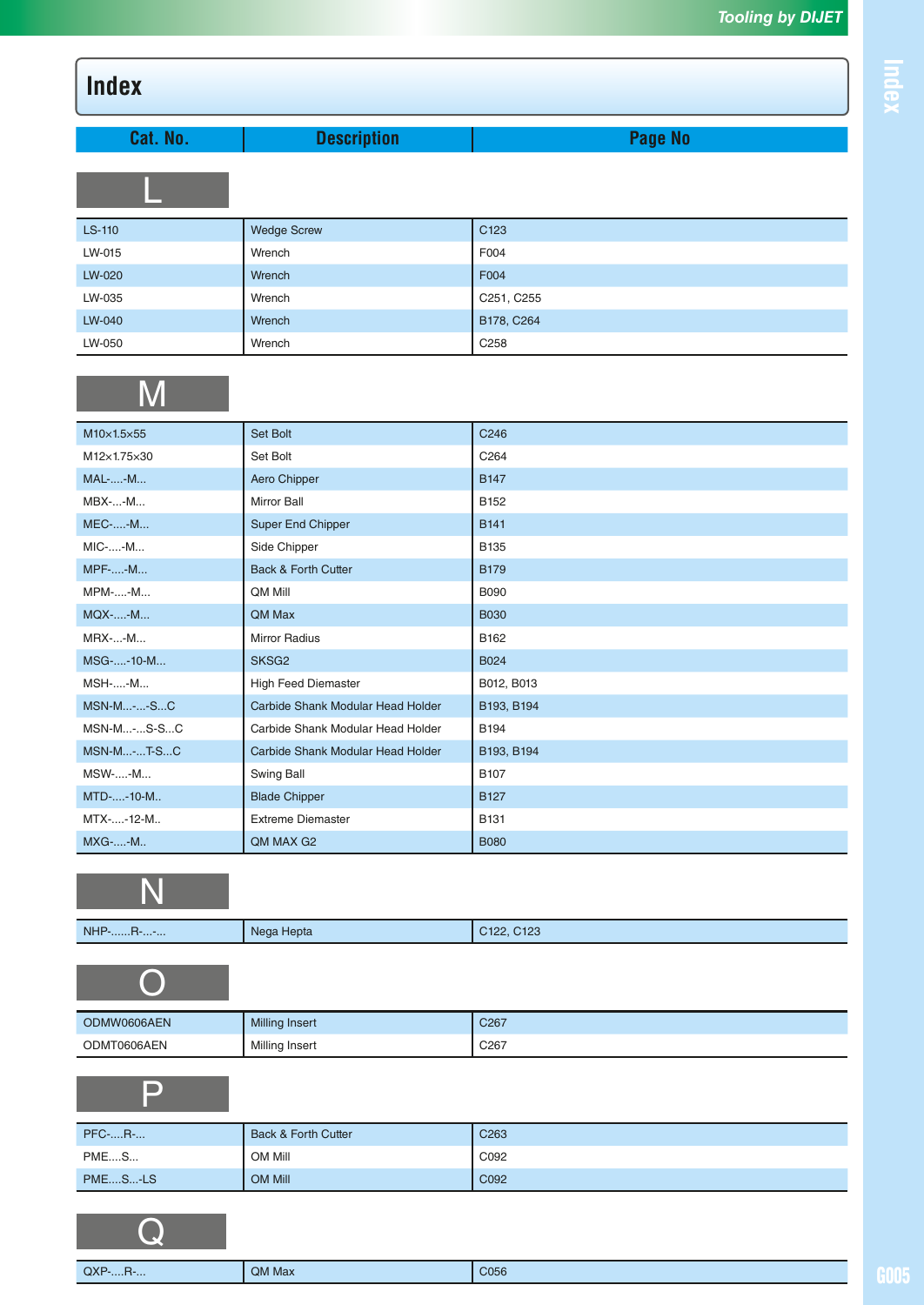# Index

| Cat. No. | Description | Page No |
|---|---|---|
| **L** | | |
| LS-110 | Wedge Screw | C123 |
| LW-015 | Wrench | F004 |
| LW-020 | Wrench | F004 |
| LW-035 | Wrench | C251, C255 |
| LW-040 | Wrench | B178, C264 |
| LW-050 | Wrench | C258 |
| **M** | | |
| M10×1.5×55 | Set Bolt | C246 |
| M12×1.75×30 | Set Bolt | C264 |
| MAL-....-M... | Aero Chipper | B147 |
| MBX-...-M... | Mirror Ball | B152 |
| MEC-....-M... | Super End Chipper | B141 |
| MIC-....-M... | Side Chipper | B135 |
| MPF-....-M... | Back & Forth Cutter | B179 |
| MPM-....-M... | QM Mill | B090 |
| MQX-....-M... | QM Max | B030 |
| MRX-...-M... | Mirror Radius | B162 |
| MSG-....-10-M... | SKSG2 | B024 |
| MSH-....-M... | High Feed Diemaster | B012, B013 |
| MSN-M...-...-S...C | Carbide Shank Modular Head Holder | B193, B194 |
| MSN-M...-...S-S...C | Carbide Shank Modular Head Holder | B194 |
| MSN-M...-...T-S...C | Carbide Shank Modular Head Holder | B193, B194 |
| MSW-....-M... | Swing Ball | B107 |
| MTD-....-10-M.. | Blade Chipper | B127 |
| MTX-....-12-M.. | Extreme Diemaster | B131 |
| MXG-....-M.. | QM MAX G2 | B080 |
| **N** | | |
| NHP-......R-...-... | Nega Hepta | C122, C123 |
| **O** | | |
| ODMW0606AEN | Milling Insert | C267 |
| ODMT0606AEN | Milling Insert | C267 |
| **P** | | |
| PFC-....R-... | Back & Forth Cutter | C263 |
| PME....S... | OM Mill | C092 |
| PME....S...-LS | OM Mill | C092 |
| **Q** | | |
| QXP-....R-... | QM Max | C056 |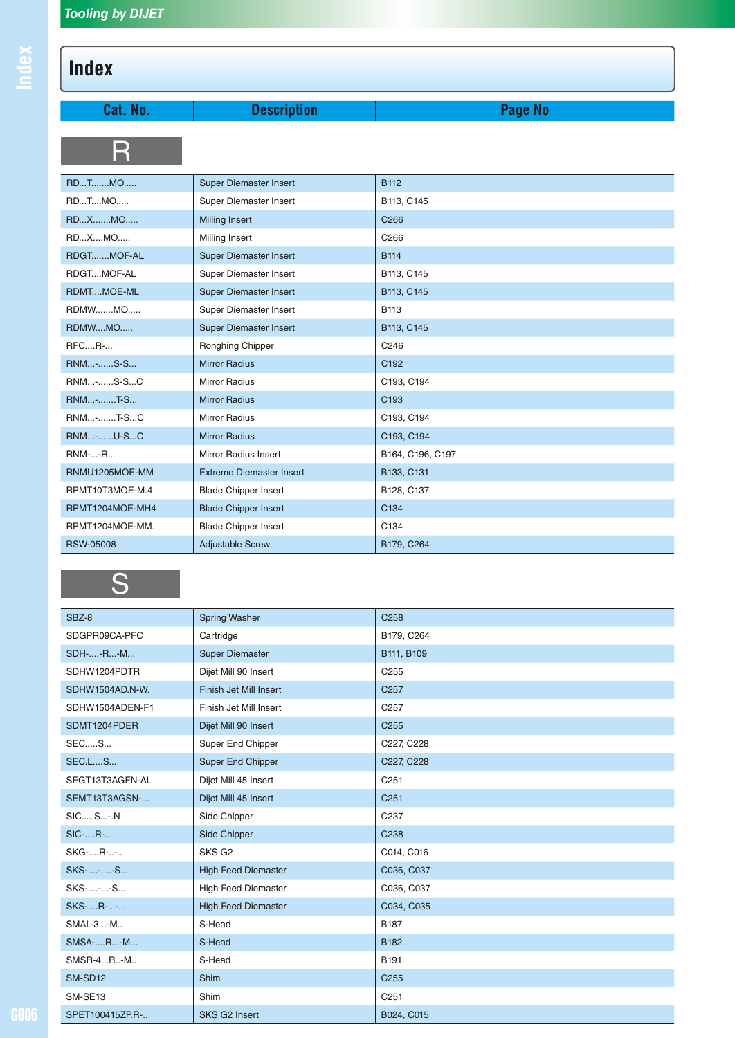# Index

| Cat. No. | Description | Page No |
|---|---|---|

## R

| Cat. No. | Description | Page No |
|---|---|---|
| RD...T.......MO..... | Super Diemaster Insert | B112 |
| RD...T....MO..... | Super Diemaster Insert | B113, C145 |
| RD...X.......MO..... | Milling Insert | C266 |
| RD...X....MO..... | Milling Insert | C266 |
| RDGT.......MOF-AL | Super Diemaster Insert | B114 |
| RDGT....MOF-AL | Super Diemaster Insert | B113, C145 |
| RDMT....MOE-ML | Super Diemaster Insert | B113, C145 |
| RDMW.......MO..... | Super Diemaster Insert | B113 |
| RDMW....MO..... | Super Diemaster Insert | B113, C145 |
| RFC....R-... | Ronghing Chipper | C246 |
| RNM...-......S-S... | Mirror Radius | C192 |
| RNM...-......S-S...C | Mirror Radius | C193, C194 |
| RNM...-.......T-S... | Mirror Radius | C193 |
| RNM...-.......T-S...C | Mirror Radius | C193, C194 |
| RNM...-......U-S...C | Mirror Radius | C193, C194 |
| RNM-...-R... | Mirror Radius Insert | B164, C196, C197 |
| RNMU1205MOE-MM | Extreme Diemaster Insert | B133, C131 |
| RPMT10T3MOE-M.4 | Blade Chipper Insert | B128, C137 |
| RPMT1204MOE-MH4 | Blade Chipper Insert | C134 |
| RPMT1204MOE-MM. | Blade Chipper Insert | C134 |
| RSW-05008 | Adjustable Screw | B179, C264 |

## S

| Cat. No. | Description | Page No |
|---|---|---|
| SBZ-8 | Spring Washer | C258 |
| SDGPR09CA-PFC | Cartridge | B179, C264 |
| SDH-....-R...-M... | Super Diemaster | B111, B109 |
| SDHW1204PDTR | Dijet Mill 90 Insert | C255 |
| SDHW1504AD.N-W. | Finish Jet Mill Insert | C257 |
| SDHW1504ADEN-F1 | Finish Jet Mill Insert | C257 |
| SDMT1204PDER | Dijet Mill 90 Insert | C255 |
| SEC.....S... | Super End Chipper | C227, C228 |
| SEC.L....S... | Super End Chipper | C227, C228 |
| SEGT13T3AGFN-AL | Dijet Mill 45 Insert | C251 |
| SEMT13T3AGSN-... | Dijet Mill 45 Insert | C251 |
| SIC.....S...-.N | Side Chipper | C237 |
| SIC-....R-... | Side Chipper | C238 |
| SKG-....R-..-.. | SKS G2 | C014, C016 |
| SKS-....-....-S... | High Feed Diemaster | C036, C037 |
| SKS-....-...-S... | High Feed Diemaster | C036, C037 |
| SKS-....R-...-... | High Feed Diemaster | C034, C035 |
| SMAL-3...-M.. | S-Head | B187 |
| SMSA-....R...-M... | S-Head | B182 |
| SMSR-4...R..-M.. | S-Head | B191 |
| SM-SD12 | Shim | C255 |
| SM-SE13 | Shim | C251 |
| SPET100415ZP.R-.. | SKS G2 Insert | B024, C015 |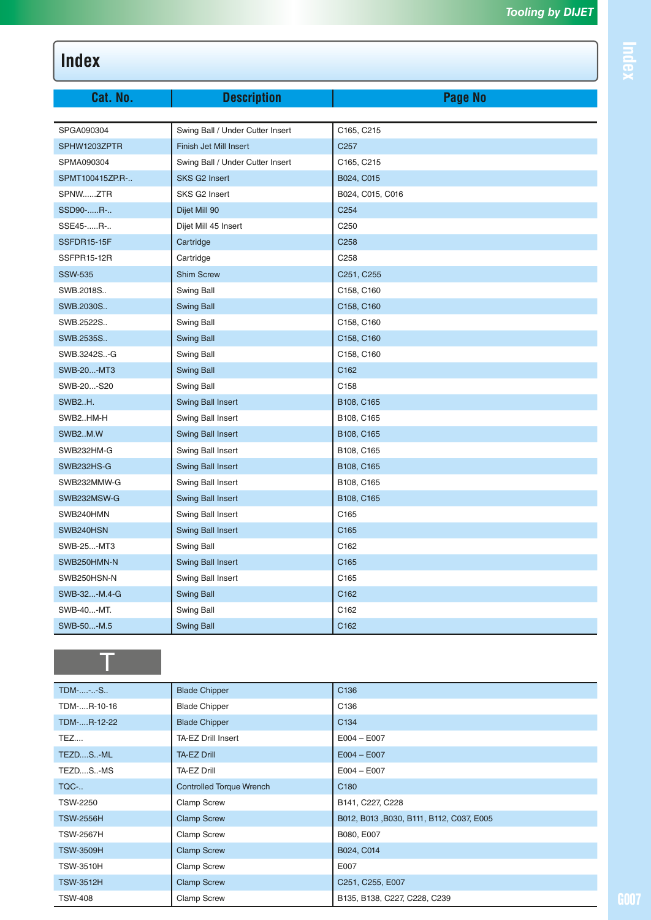# Index

| Cat. No. | Description | Page No |
|---|---|---|
| SPGA090304 | Swing Ball / Under Cutter Insert | C165, C215 |
| SPHW1203ZPTR | Finish Jet Mill Insert | C257 |
| SPMA090304 | Swing Ball / Under Cutter Insert | C165, C215 |
| SPMT100415ZP.R-.. | SKS G2 Insert | B024, C015 |
| SPNW......ZTR | SKS G2 Insert | B024, C015, C016 |
| SSD90-.....R-.. | Dijet Mill 90 | C254 |
| SSE45-.....R-.. | Dijet Mill 45 Insert | C250 |
| SSFDR15-15F | Cartridge | C258 |
| SSFPR15-12R | Cartridge | C258 |
| SSW-535 | Shim Screw | C251, C255 |
| SWB.2018S.. | Swing Ball | C158, C160 |
| SWB.2030S.. | Swing Ball | C158, C160 |
| SWB.2522S.. | Swing Ball | C158, C160 |
| SWB.2535S.. | Swing Ball | C158, C160 |
| SWB.3242S..-G | Swing Ball | C158, C160 |
| SWB-20...-MT3 | Swing Ball | C162 |
| SWB-20...-S20 | Swing Ball | C158 |
| SWB2..H. | Swing Ball Insert | B108, C165 |
| SWB2..HM-H | Swing Ball Insert | B108, C165 |
| SWB2..M.W | Swing Ball Insert | B108, C165 |
| SWB232HM-G | Swing Ball Insert | B108, C165 |
| SWB232HS-G | Swing Ball Insert | B108, C165 |
| SWB232MMW-G | Swing Ball Insert | B108, C165 |
| SWB232MSW-G | Swing Ball Insert | B108, C165 |
| SWB240HMN | Swing Ball Insert | C165 |
| SWB240HSN | Swing Ball Insert | C165 |
| SWB-25...-MT3 | Swing Ball | C162 |
| SWB250HMN-N | Swing Ball Insert | C165 |
| SWB250HSN-N | Swing Ball Insert | C165 |
| SWB-32...-M.4-G | Swing Ball | C162 |
| SWB-40...-MT. | Swing Ball | C162 |
| SWB-50...-M.5 | Swing Ball | C162 |

## T

| Cat. No. | Description | Page No |
|---|---|---|
| TDM-....-..-S.. | Blade Chipper | C136 |
| TDM-....R-10-16 | Blade Chipper | C136 |
| TDM-....R-12-22 | Blade Chipper | C134 |
| TEZ.... | TA-EZ Drill Insert | E004 – E007 |
| TEZD....S..-ML | TA-EZ Drill | E004 – E007 |
| TEZD....S..-MS | TA-EZ Drill | E004 – E007 |
| TQC-.. | Controlled Torque Wrench | C180 |
| TSW-2250 | Clamp Screw | B141, C227, C228 |
| TSW-2556H | Clamp Screw | B012, B013 ,B030, B111, B112, C037, E005 |
| TSW-2567H | Clamp Screw | B080, E007 |
| TSW-3509H | Clamp Screw | B024, C014 |
| TSW-3510H | Clamp Screw | E007 |
| TSW-3512H | Clamp Screw | C251, C255, E007 |
| TSW-408 | Clamp Screw | B135, B138, C227, C228, C239 |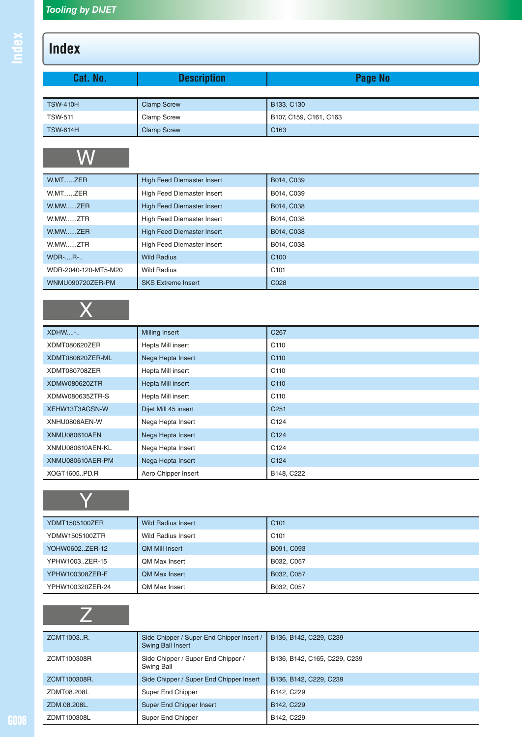# Index

| Cat. No. | Description | Page No |
|---|---|---|
| TSW-410H | Clamp Screw | B133, C130 |
| TSW-511 | Clamp Screw | B107, C159, C161, C163 |
| TSW-614H | Clamp Screw | C163 |

## W

| Cat. No. | Description | Page No |
|---|---|---|
| W.MT......ZER | High Feed Diemaster Insert | B014, C039 |
| W.MT......ZER | High Feed Diemaster Insert | B014, C039 |
| W.MW......ZER | High Feed Diemaster Insert | B014, C038 |
| W.MW......ZTR | High Feed Diemaster Insert | B014, C038 |
| W.MW......ZER | High Feed Diemaster Insert | B014, C038 |
| W.MW......ZTR | High Feed Diemaster Insert | B014, C038 |
| WDR-....R-.. | Wild Radius | C100 |
| WDR-2040-120-MT5-M20 | Wild Radius | C101 |
| WNMU090720ZER-PM | SKS Extreme Insert | C028 |

## X

| Cat. No. | Description | Page No |
|---|---|---|
| XDHW....-.. | Milling Insert | C267 |
| XDMT080620ZER | Hepta Mill insert | C110 |
| XDMT080620ZER-ML | Nega Hepta Insert | C110 |
| XDMT080708ZER | Hepta Mill insert | C110 |
| XDMW080620ZTR | Hepta Mill insert | C110 |
| XDMW080635ZTR-S | Hepta Mill insert | C110 |
| XEHW13T3AGSN-W | Dijet Mill 45 insert | C251 |
| XNHU0806AEN-W | Nega Hepta Insert | C124 |
| XNMU080610AEN | Nega Hepta Insert | C124 |
| XNMU080610AEN-KL | Nega Hepta Insert | C124 |
| XNMU080610AER-PM | Nega Hepta Insert | C124 |
| XOGT1605..PD.R | Aero Chipper Insert | B148, C222 |

## Y

| Cat. No. | Description | Page No |
|---|---|---|
| YDMT1505100ZER | Wild Radius Insert | C101 |
| YDMW1505100ZTR | Wild Radius Insert | C101 |
| YOHW0602..ZER-12 | QM Mill Insert | B091, C093 |
| YPHW1003..ZER-15 | QM Max Insert | B032, C057 |
| YPHW100308ZER-F | QM Max Insert | B032, C057 |
| YPHW100320ZER-24 | QM Max Insert | B032, C057 |

## Z

| Cat. No. | Description | Page No |
|---|---|---|
| ZCMT1003..R. | Side Chipper / Super End Chipper Insert / Swing Ball Insert | B136, B142, C229, C239 |
| ZCMT100308R | Side Chipper / Super End Chipper / Swing Ball | B136, B142, C165, C229, C239 |
| ZCMT100308R. | Side Chipper / Super End Chipper Insert | B136, B142, C229, C239 |
| ZDMT08.208L | Super End Chipper | B142, C229 |
| ZDM.08.208L. | Super End Chipper Insert | B142, C229 |
| ZDMT100308L | Super End Chipper | B142, C229 |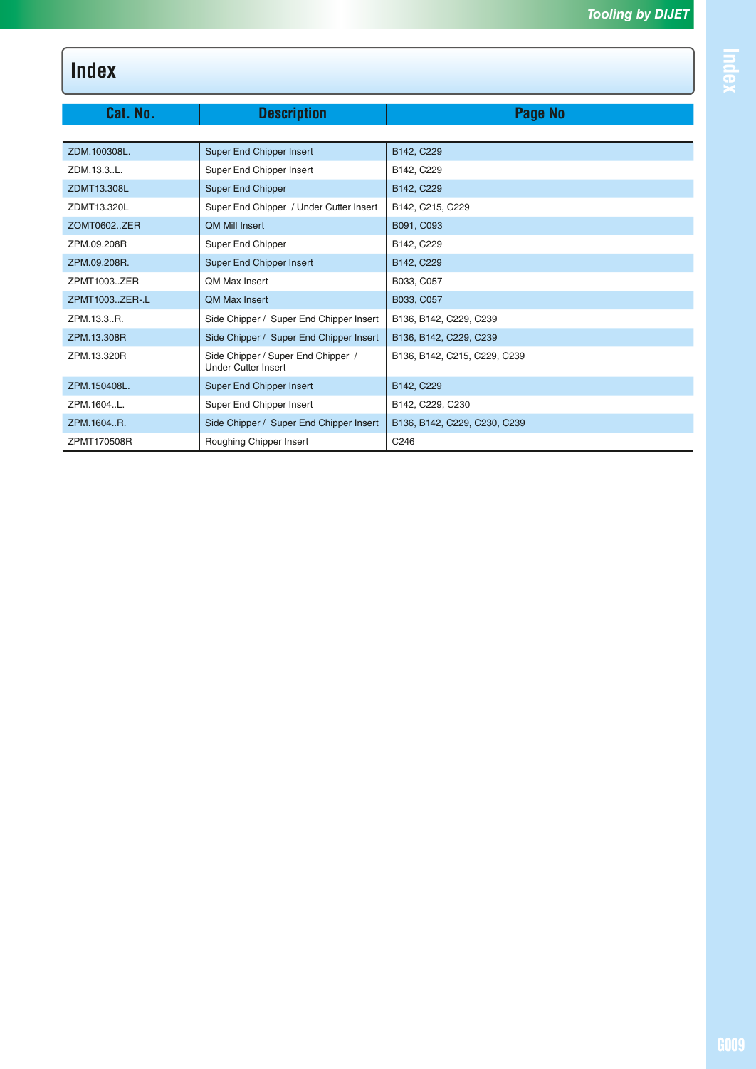# Index

| Cat. No. | Description | Page No |
|---|---|---|
| ZDM.100308L. | Super End Chipper Insert | B142, C229 |
| ZDM.13.3..L. | Super End Chipper Insert | B142, C229 |
| ZDMT13.308L | Super End Chipper | B142, C229 |
| ZDMT13.320L | Super End Chipper / Under Cutter Insert | B142, C215, C229 |
| ZOMT0602..ZER | QM Mill Insert | B091, C093 |
| ZPM.09.208R | Super End Chipper | B142, C229 |
| ZPM.09.208R. | Super End Chipper Insert | B142, C229 |
| ZPMT1003..ZER | QM Max Insert | B033, C057 |
| ZPMT1003..ZER-.L | QM Max Insert | B033, C057 |
| ZPM.13.3..R. | Side Chipper / Super End Chipper Insert | B136, B142, C229, C239 |
| ZPM.13.308R | Side Chipper / Super End Chipper Insert | B136, B142, C229, C239 |
| ZPM.13.320R | Side Chipper / Super End Chipper / Under Cutter Insert | B136, B142, C215, C229, C239 |
| ZPM.150408L. | Super End Chipper Insert | B142, C229 |
| ZPM.1604..L. | Super End Chipper Insert | B142, C229, C230 |
| ZPM.1604..R. | Side Chipper / Super End Chipper Insert | B136, B142, C229, C230, C239 |
| ZPMT170508R | Roughing Chipper Insert | C246 |